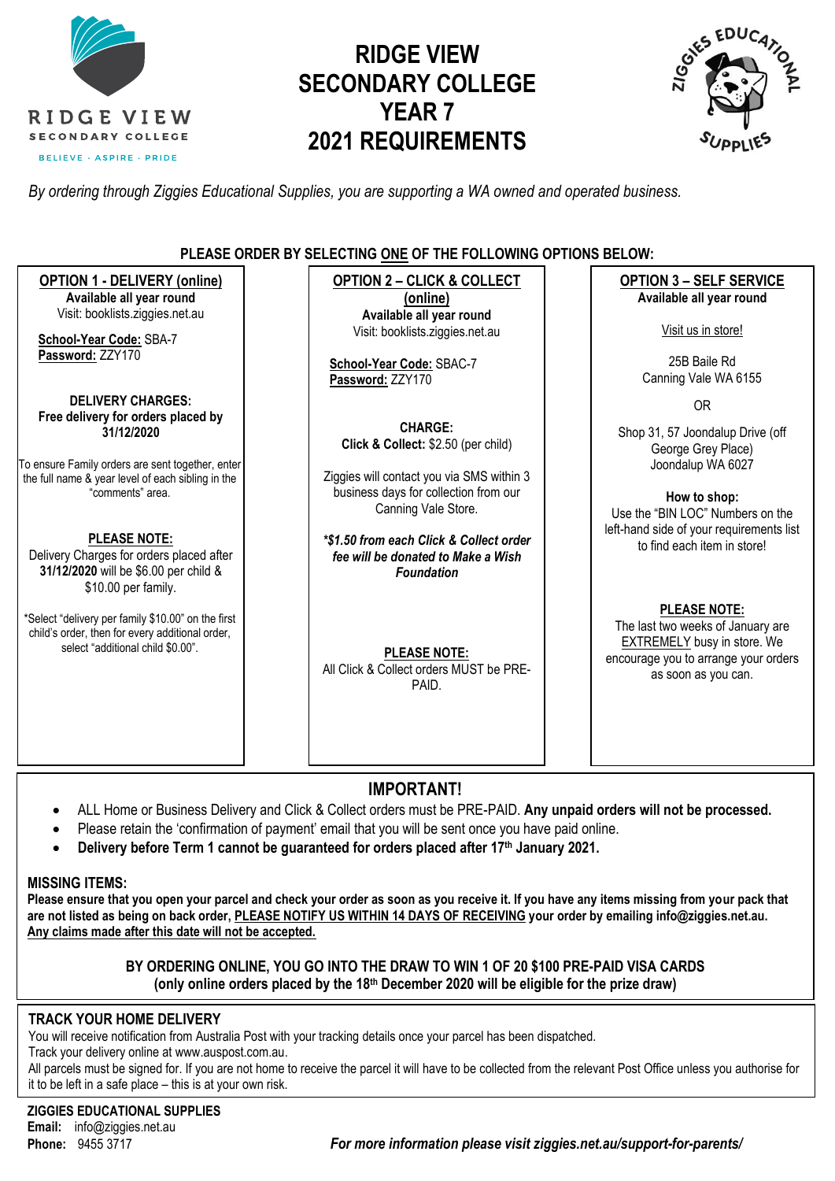RIDGE VIEW
SECONDARY COLLEGE
BELIEVE · ASPIRE · PRIDE

# RIDGE VIEW SECONDARY COLLEGE YEAR 7 2021 REQUIREMENTS

ZIGGIES EDUCATIONAL SUPPLIES

*By ordering through Ziggies Educational Supplies, you are supporting a WA owned and operated business.*

**PLEASE ORDER BY SELECTING ONE OF THE FOLLOWING OPTIONS BELOW:**

## OPTION 1 - DELIVERY (online)

**Available all year round**
Visit: booklists.ziggies.net.au

**School-Year Code:** SBA-7
**Password:** ZZY170

**DELIVERY CHARGES:**
**Free delivery for orders placed by 31/12/2020**

To ensure Family orders are sent together, enter the full name & year level of each sibling in the "comments" area.

**PLEASE NOTE:**
Delivery Charges for orders placed after **31/12/2020** will be $6.00 per child & $10.00 per family.

*Select "delivery per family $10.00" on the first child's order, then for every additional order, select "additional child $0.00".

## OPTION 2 – CLICK & COLLECT (online)

**Available all year round**
Visit: booklists.ziggies.net.au

**School-Year Code:** SBAC-7
**Password:** ZZY170

**CHARGE:**
**Click & Collect:** $2.50 (per child)

Ziggies will contact you via SMS within 3 business days for collection from our Canning Vale Store.

***$1.50 from each Click & Collect order fee will be donated to Make a Wish Foundation***

**PLEASE NOTE:**
All Click & Collect orders MUST be PRE-PAID.

## OPTION 3 – SELF SERVICE

**Available all year round**

Visit us in store!

25B Baile Rd
Canning Vale WA 6155

OR

Shop 31, 57 Joondalup Drive (off George Grey Place)
Joondalup WA 6027

**How to shop:**
Use the "BIN LOC" Numbers on the left-hand side of your requirements list to find each item in store!

**PLEASE NOTE:**
The last two weeks of January are EXTREMELY busy in store. We encourage you to arrange your orders as soon as you can.

## IMPORTANT!

- ALL Home or Business Delivery and Click & Collect orders must be PRE-PAID. **Any unpaid orders will not be processed.**
- Please retain the 'confirmation of payment' email that you will be sent once you have paid online.
- **Delivery before Term 1 cannot be guaranteed for orders placed after 17th January 2021.**

### MISSING ITEMS:

**Please ensure that you open your parcel and check your order as soon as you receive it. If you have any items missing from your pack that are not listed as being on back order, PLEASE NOTIFY US WITHIN 14 DAYS OF RECEIVING your order by emailing info@ziggies.net.au. Any claims made after this date will not be accepted.**

**BY ORDERING ONLINE, YOU GO INTO THE DRAW TO WIN 1 OF 20 $100 PRE-PAID VISA CARDS**
**(only online orders placed by the 18th December 2020 will be eligible for the prize draw)**

### TRACK YOUR HOME DELIVERY

You will receive notification from Australia Post with your tracking details once your parcel has been dispatched.
Track your delivery online at www.auspost.com.au.
All parcels must be signed for. If you are not home to receive the parcel it will have to be collected from the relevant Post Office unless you authorise for it to be left in a safe place – this is at your own risk.

**ZIGGIES EDUCATIONAL SUPPLIES**
**Email:** info@ziggies.net.au
**Phone:** 9455 3717

***For more information please visit ziggies.net.au/support-for-parents/***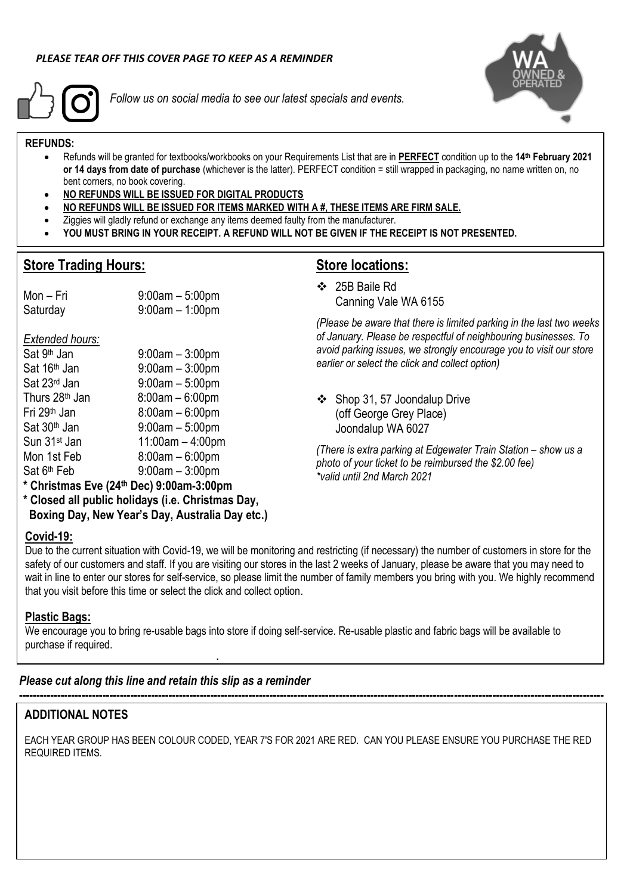*PLEASE TEAR OFF THIS COVER PAGE TO KEEP AS A REMINDER*

*Follow us on social media to see our latest specials and events.*

**REFUNDS:**

- Refunds will be granted for textbooks/workbooks on your Requirements List that are in **PERFECT** condition up to the **14th February 2021 or 14 days from date of purchase** (whichever is the latter). PERFECT condition = still wrapped in packaging, no name written on, no bent corners, no book covering.
- **NO REFUNDS WILL BE ISSUED FOR DIGITAL PRODUCTS**
- **NO REFUNDS WILL BE ISSUED FOR ITEMS MARKED WITH A #, THESE ITEMS ARE FIRM SALE.**
- Ziggies will gladly refund or exchange any items deemed faulty from the manufacturer.
- **YOU MUST BRING IN YOUR RECEIPT. A REFUND WILL NOT BE GIVEN IF THE RECEIPT IS NOT PRESENTED.**

## Store Trading Hours:

| | |
|---|---|
| Mon – Fri | 9:00am – 5:00pm |
| Saturday | 9:00am – 1:00pm |

*Extended hours:*

| | |
|---|---|
| Sat 9th Jan | 9:00am – 3:00pm |
| Sat 16th Jan | 9:00am – 3:00pm |
| Sat 23rd Jan | 9:00am – 5:00pm |
| Thurs 28th Jan | 8:00am – 6:00pm |
| Fri 29th Jan | 8:00am – 6:00pm |
| Sat 30th Jan | 9:00am – 5:00pm |
| Sun 31st Jan | 11:00am – 4:00pm |
| Mon 1st Feb | 8:00am – 6:00pm |
| Sat 6th Feb | 9:00am – 3:00pm |

**\* Christmas Eve (24th Dec) 9:00am-3:00pm**

**\* Closed all public holidays (i.e. Christmas Day, Boxing Day, New Year's Day, Australia Day etc.)**

## Store locations:

- 25B Baile Rd
  Canning Vale WA 6155

*(Please be aware that there is limited parking in the last two weeks of January. Please be respectful of neighbouring businesses. To avoid parking issues, we strongly encourage you to visit our store earlier or select the click and collect option)*

- Shop 31, 57 Joondalup Drive
  (off George Grey Place)
  Joondalup WA 6027

*(There is extra parking at Edgewater Train Station – show us a photo of your ticket to be reimbursed the $2.00 fee)*
*\*valid until 2nd March 2021*

## Covid-19:

Due to the current situation with Covid-19, we will be monitoring and restricting (if necessary) the number of customers in store for the safety of our customers and staff. If you are visiting our stores in the last 2 weeks of January, please be aware that you may need to wait in line to enter our stores for self-service, so please limit the number of family members you bring with you. We highly recommend that you visit before this time or select the click and collect option.

## Plastic Bags:

We encourage you to bring re-usable bags into store if doing self-service. Re-usable plastic and fabric bags will be available to purchase if required.

*Please cut along this line and retain this slip as a reminder*

---

## ADDITIONAL NOTES

EACH YEAR GROUP HAS BEEN COLOUR CODED, YEAR 7'S FOR 2021 ARE RED. CAN YOU PLEASE ENSURE YOU PURCHASE THE RED REQUIRED ITEMS.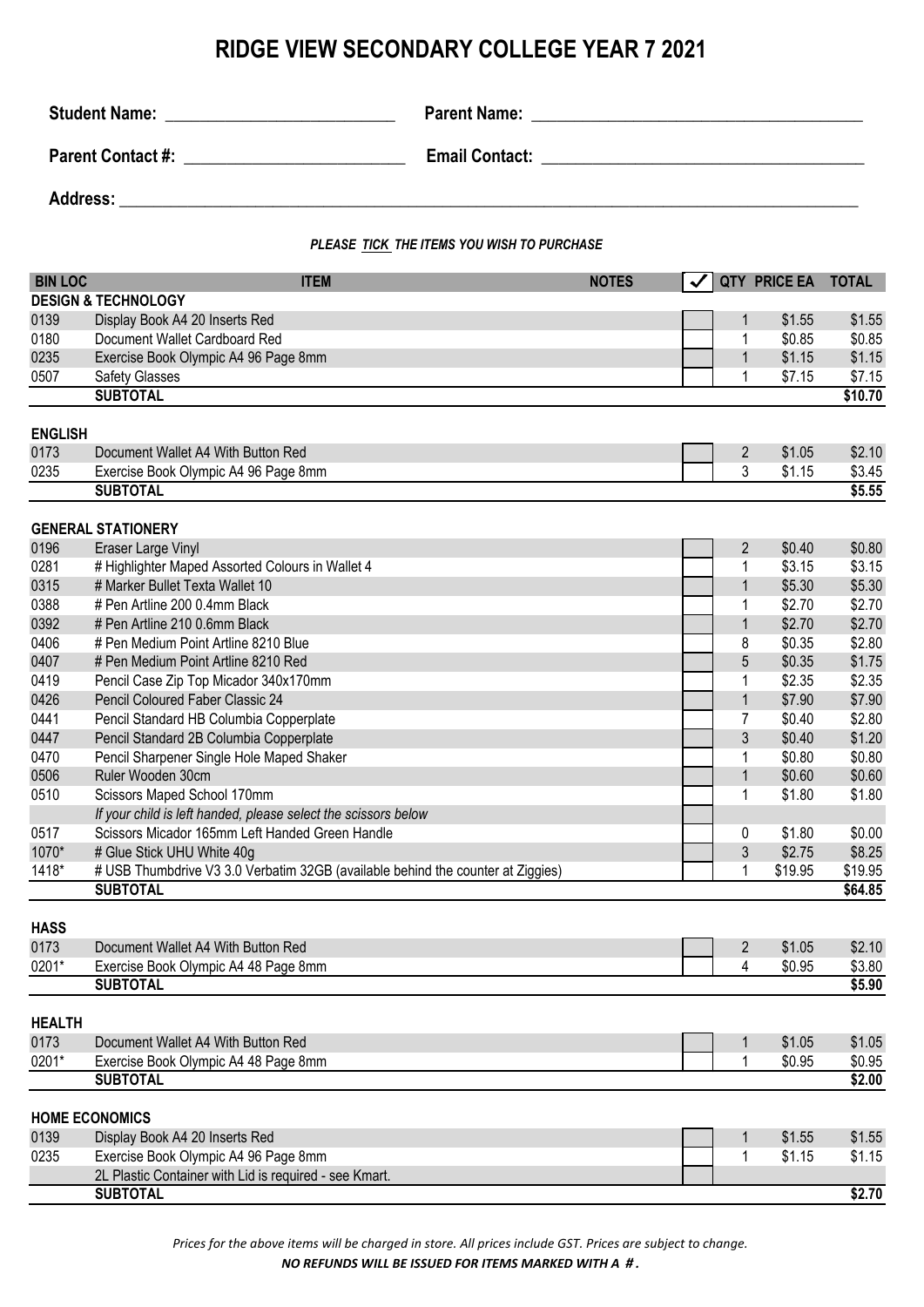# RIDGE VIEW SECONDARY COLLEGE YEAR 7 2021

**Student Name:** ___________________________ **Parent Name:** ______________________________________

**Parent Contact #:** __________________________ **Email Contact:** _____________________________________

**Address:** ___________________________________________________________________________________________

***PLEASE TICK THE ITEMS YOU WISH TO PURCHASE***

| BIN LOC | ITEM | NOTES | ✓ | QTY | PRICE EA | TOTAL |
|---|---|---|---|---|---|---|
| | **DESIGN & TECHNOLOGY** | | | | | |
| 0139 | Display Book A4 20 Inserts Red | | | 1 | $1.55 | $1.55 |
| 0180 | Document Wallet Cardboard Red | | | 1 | $0.85 | $0.85 |
| 0235 | Exercise Book Olympic A4 96 Page 8mm | | | 1 | $1.15 | $1.15 |
| 0507 | Safety Glasses | | | 1 | $7.15 | $7.15 |
| | **SUBTOTAL** | | | | | **$10.70** |
| **ENGLISH** | | | | | | |
| 0173 | Document Wallet A4 With Button Red | | | 2 | $1.05 | $2.10 |
| 0235 | Exercise Book Olympic A4 96 Page 8mm | | | 3 | $1.15 | $3.45 |
| | **SUBTOTAL** | | | | | **$5.55** |
| | **GENERAL STATIONERY** | | | | | |
| 0196 | Eraser Large Vinyl | | | 2 | $0.40 | $0.80 |
| 0281 | # Highlighter Maped Assorted Colours in Wallet 4 | | | 1 | $3.15 | $3.15 |
| 0315 | # Marker Bullet Texta Wallet 10 | | | 1 | $5.30 | $5.30 |
| 0388 | # Pen Artline 200 0.4mm Black | | | 1 | $2.70 | $2.70 |
| 0392 | # Pen Artline 210 0.6mm Black | | | 1 | $2.70 | $2.70 |
| 0406 | # Pen Medium Point Artline 8210 Blue | | | 8 | $0.35 | $2.80 |
| 0407 | # Pen Medium Point Artline 8210 Red | | | 5 | $0.35 | $1.75 |
| 0419 | Pencil Case Zip Top Micador 340x170mm | | | 1 | $2.35 | $2.35 |
| 0426 | Pencil Coloured Faber Classic 24 | | | 1 | $7.90 | $7.90 |
| 0441 | Pencil Standard HB Columbia Copperplate | | | 7 | $0.40 | $2.80 |
| 0447 | Pencil Standard 2B Columbia Copperplate | | | 3 | $0.40 | $1.20 |
| 0470 | Pencil Sharpener Single Hole Maped Shaker | | | 1 | $0.80 | $0.80 |
| 0506 | Ruler Wooden 30cm | | | 1 | $0.60 | $0.60 |
| 0510 | Scissors Maped School 170mm | | | 1 | $1.80 | $1.80 |
| | *If your child is left handed, please select the scissors below* | | | | | |
| 0517 | Scissors Micador 165mm Left Handed Green Handle | | | 0 | $1.80 | $0.00 |
| 1070* | # Glue Stick UHU White 40g | | | 3 | $2.75 | $8.25 |
| 1418* | # USB Thumbdrive V3 3.0 Verbatim 32GB (available behind the counter at Ziggies) | | | 1 | $19.95 | $19.95 |
| | **SUBTOTAL** | | | | | **$64.85** |
| **HASS** | | | | | | |
| 0173 | Document Wallet A4 With Button Red | | | 2 | $1.05 | $2.10 |
| 0201* | Exercise Book Olympic A4 48 Page 8mm | | | 4 | $0.95 | $3.80 |
| | **SUBTOTAL** | | | | | **$5.90** |
| **HEALTH** | | | | | | |
| 0173 | Document Wallet A4 With Button Red | | | 1 | $1.05 | $1.05 |
| 0201* | Exercise Book Olympic A4 48 Page 8mm | | | 1 | $0.95 | $0.95 |
| | **SUBTOTAL** | | | | | **$2.00** |
| | **HOME ECONOMICS** | | | | | |
| 0139 | Display Book A4 20 Inserts Red | | | 1 | $1.55 | $1.55 |
| 0235 | Exercise Book Olympic A4 96 Page 8mm | | | 1 | $1.15 | $1.15 |
| | 2L Plastic Container with Lid is required - see Kmart. | | | | | |
| | **SUBTOTAL** | | | | | **$2.70** |

*Prices for the above items will be charged in store. All prices include GST. Prices are subject to change.*

***NO REFUNDS WILL BE ISSUED FOR ITEMS MARKED WITH A #.***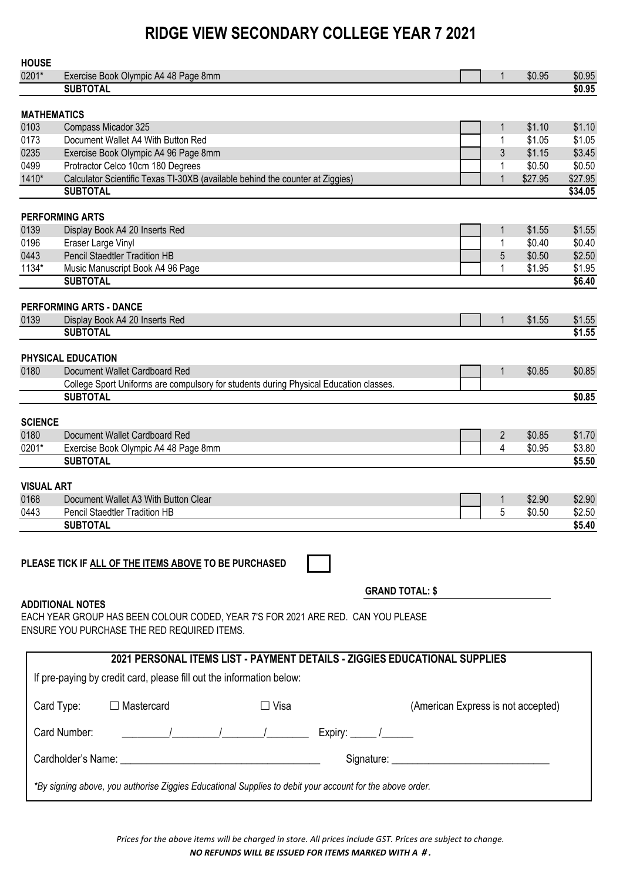# RIDGE VIEW SECONDARY COLLEGE YEAR 7 2021

| | | | | | |
|---|---|---|---|---|---|
| **HOUSE** | | | | | |
| 0201* | Exercise Book Olympic A4 48 Page 8mm | | 1 | $0.95 | $0.95 |
| | **SUBTOTAL** | | | | **$0.95** |
| **MATHEMATICS** | | | | | |
| 0103 | Compass Micador 325 | | 1 | $1.10 | $1.10 |
| 0173 | Document Wallet A4 With Button Red | | 1 | $1.05 | $1.05 |
| 0235 | Exercise Book Olympic A4 96 Page 8mm | | 3 | $1.15 | $3.45 |
| 0499 | Protractor Celco 10cm 180 Degrees | | 1 | $0.50 | $0.50 |
| 1410* | Calculator Scientific Texas TI-30XB (available behind the counter at Ziggies) | | 1 | $27.95 | $27.95 |
| | **SUBTOTAL** | | | | **$34.05** |
| **PERFORMING ARTS** | | | | | |
| 0139 | Display Book A4 20 Inserts Red | | 1 | $1.55 | $1.55 |
| 0196 | Eraser Large Vinyl | | 1 | $0.40 | $0.40 |
| 0443 | Pencil Staedtler Tradition HB | | 5 | $0.50 | $2.50 |
| 1134* | Music Manuscript Book A4 96 Page | | 1 | $1.95 | $1.95 |
| | **SUBTOTAL** | | | | **$6.40** |
| **PERFORMING ARTS - DANCE** | | | | | |
| 0139 | Display Book A4 20 Inserts Red | | 1 | $1.55 | $1.55 |
| | **SUBTOTAL** | | | | **$1.55** |
| **PHYSICAL EDUCATION** | | | | | |
| 0180 | Document Wallet Cardboard Red | | 1 | $0.85 | $0.85 |
| | College Sport Uniforms are compulsory for students during Physical Education classes. | | | | |
| | **SUBTOTAL** | | | | **$0.85** |
| **SCIENCE** | | | | | |
| 0180 | Document Wallet Cardboard Red | | 2 | $0.85 | $1.70 |
| 0201* | Exercise Book Olympic A4 48 Page 8mm | | 4 | $0.95 | $3.80 |
| | **SUBTOTAL** | | | | **$5.50** |
| **VISUAL ART** | | | | | |
| 0168 | Document Wallet A3 With Button Clear | | 1 | $2.90 | $2.90 |
| 0443 | Pencil Staedtler Tradition HB | | 5 | $0.50 | $2.50 |
| | **SUBTOTAL** | | | | **$5.40** |

**PLEASE TICK IF ALL OF THE ITEMS ABOVE TO BE PURCHASED** ☐

**GRAND TOTAL: $** ____________

**ADDITIONAL NOTES**

EACH YEAR GROUP HAS BEEN COLOUR CODED, YEAR 7'S FOR 2021 ARE RED. CAN YOU PLEASE ENSURE YOU PURCHASE THE RED REQUIRED ITEMS.

**2021 PERSONAL ITEMS LIST - PAYMENT DETAILS - ZIGGIES EDUCATIONAL SUPPLIES**

If pre-paying by credit card, please fill out the information below:

Card Type: ☐ Mastercard ☐ Visa (American Express is not accepted)

Card Number: ________/________/________/________ Expiry: _____ /______

Cardholder's Name: ______________________________________ Signature: ______________________________

*\*By signing above, you authorise Ziggies Educational Supplies to debit your account for the above order.*

*Prices for the above items will be charged in store. All prices include GST. Prices are subject to change.*

***NO REFUNDS WILL BE ISSUED FOR ITEMS MARKED WITH A #.***